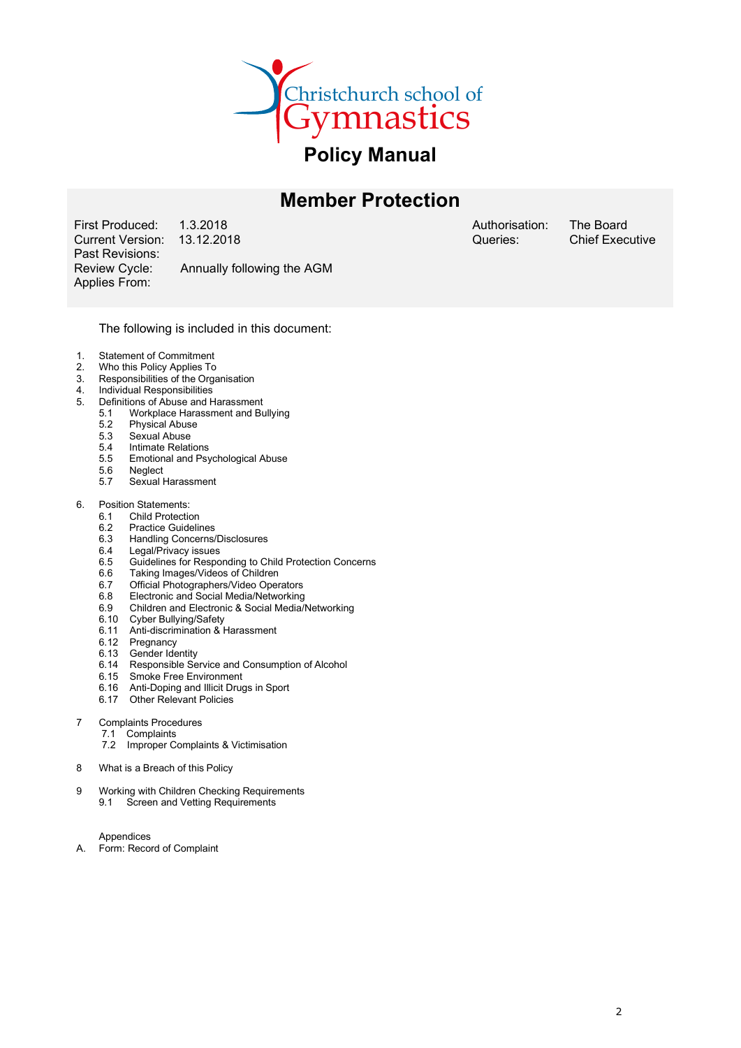Christchurch school of Gymnastics

# Policy Manual

## Member Protection

| | | | |
|---|---|---|---|
| First Produced: | 1.3.2018 | Authorisation: | The Board |
| Current Version: | 13.12.2018 | Queries: | Chief Executive |
| Past Revisions: | | | |
| Review Cycle: | Annually following the AGM | | |
| Applies From: | | | |

The following is included in this document:

1. Statement of Commitment
2. Who this Policy Applies To
3. Responsibilities of the Organisation
4. Individual Responsibilities
5. Definitions of Abuse and Harassment
   - 5.1 Workplace Harassment and Bullying
   - 5.2 Physical Abuse
   - 5.3 Sexual Abuse
   - 5.4 Intimate Relations
   - 5.5 Emotional and Psychological Abuse
   - 5.6 Neglect
   - 5.7 Sexual Harassment
6. Position Statements:
   - 6.1 Child Protection
   - 6.2 Practice Guidelines
   - 6.3 Handling Concerns/Disclosures
   - 6.4 Legal/Privacy issues
   - 6.5 Guidelines for Responding to Child Protection Concerns
   - 6.6 Taking Images/Videos of Children
   - 6.7 Official Photographers/Video Operators
   - 6.8 Electronic and Social Media/Networking
   - 6.9 Children and Electronic & Social Media/Networking
   - 6.10 Cyber Bullying/Safety
   - 6.11 Anti-discrimination & Harassment
   - 6.12 Pregnancy
   - 6.13 Gender Identity
   - 6.14 Responsible Service and Consumption of Alcohol
   - 6.15 Smoke Free Environment
   - 6.16 Anti-Doping and Illicit Drugs in Sport
   - 6.17 Other Relevant Policies
7. Complaints Procedures
   - 7.1 Complaints
   - 7.2 Improper Complaints & Victimisation
8. What is a Breach of this Policy
9. Working with Children Checking Requirements
   - 9.1 Screen and Vetting Requirements

Appendices

A. Form: Record of Complaint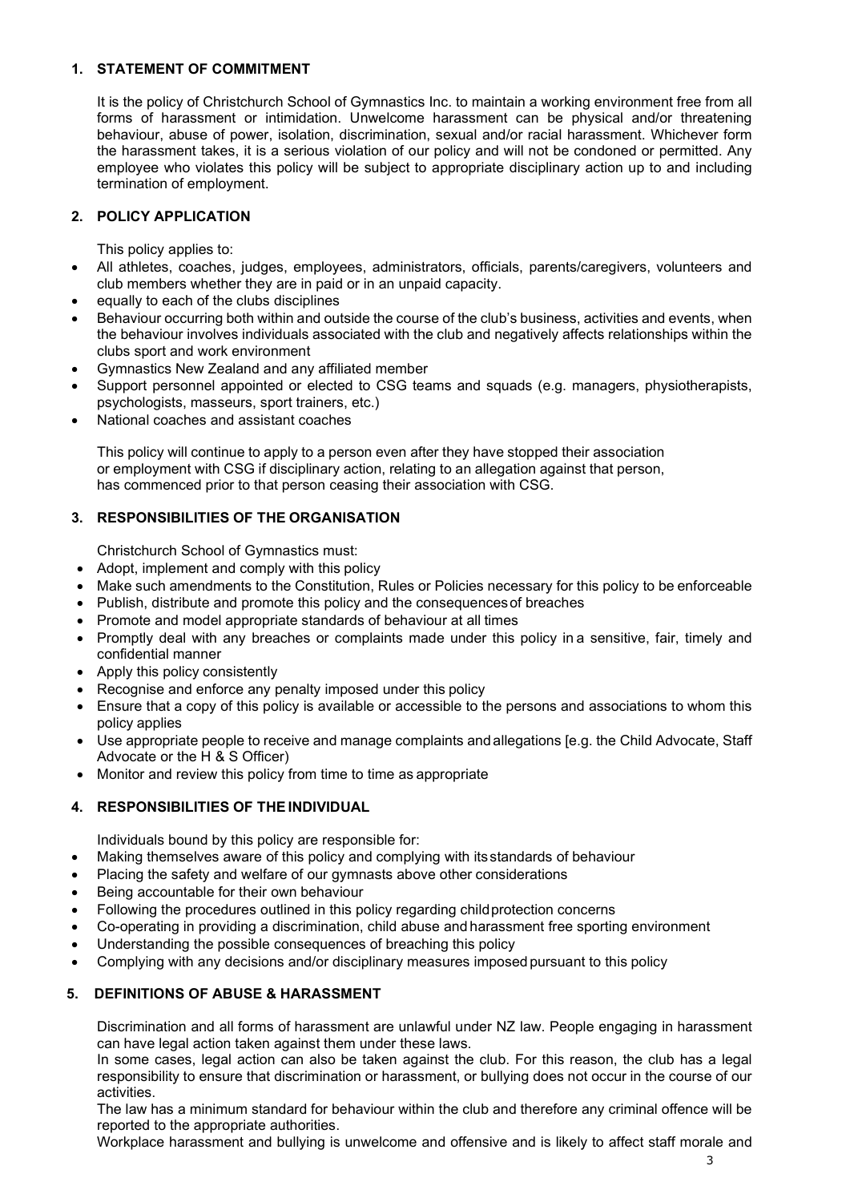## 1. STATEMENT OF COMMITMENT

It is the policy of Christchurch School of Gymnastics Inc. to maintain a working environment free from all forms of harassment or intimidation. Unwelcome harassment can be physical and/or threatening behaviour, abuse of power, isolation, discrimination, sexual and/or racial harassment. Whichever form the harassment takes, it is a serious violation of our policy and will not be condoned or permitted. Any employee who violates this policy will be subject to appropriate disciplinary action up to and including termination of employment.

## 2. POLICY APPLICATION

This policy applies to:

- All athletes, coaches, judges, employees, administrators, officials, parents/caregivers, volunteers and club members whether they are in paid or in an unpaid capacity.
- equally to each of the clubs disciplines
- Behaviour occurring both within and outside the course of the club's business, activities and events, when the behaviour involves individuals associated with the club and negatively affects relationships within the clubs sport and work environment
- Gymnastics New Zealand and any affiliated member
- Support personnel appointed or elected to CSG teams and squads (e.g. managers, physiotherapists, psychologists, masseurs, sport trainers, etc.)
- National coaches and assistant coaches

This policy will continue to apply to a person even after they have stopped their association or employment with CSG if disciplinary action, relating to an allegation against that person, has commenced prior to that person ceasing their association with CSG.

## 3. RESPONSIBILITIES OF THE ORGANISATION

Christchurch School of Gymnastics must:

- Adopt, implement and comply with this policy
- Make such amendments to the Constitution, Rules or Policies necessary for this policy to be enforceable
- Publish, distribute and promote this policy and the consequences of breaches
- Promote and model appropriate standards of behaviour at all times
- Promptly deal with any breaches or complaints made under this policy in a sensitive, fair, timely and confidential manner
- Apply this policy consistently
- Recognise and enforce any penalty imposed under this policy
- Ensure that a copy of this policy is available or accessible to the persons and associations to whom this policy applies
- Use appropriate people to receive and manage complaints and allegations [e.g. the Child Advocate, Staff Advocate or the H & S Officer)
- Monitor and review this policy from time to time as appropriate

## 4. RESPONSIBILITIES OF THE INDIVIDUAL

Individuals bound by this policy are responsible for:

- Making themselves aware of this policy and complying with its standards of behaviour
- Placing the safety and welfare of our gymnasts above other considerations
- Being accountable for their own behaviour
- Following the procedures outlined in this policy regarding child protection concerns
- Co-operating in providing a discrimination, child abuse and harassment free sporting environment
- Understanding the possible consequences of breaching this policy
- Complying with any decisions and/or disciplinary measures imposed pursuant to this policy

## 5. DEFINITIONS OF ABUSE & HARASSMENT

Discrimination and all forms of harassment are unlawful under NZ law. People engaging in harassment can have legal action taken against them under these laws.

In some cases, legal action can also be taken against the club. For this reason, the club has a legal responsibility to ensure that discrimination or harassment, or bullying does not occur in the course of our activities.

The law has a minimum standard for behaviour within the club and therefore any criminal offence will be reported to the appropriate authorities.

Workplace harassment and bullying is unwelcome and offensive and is likely to affect staff morale and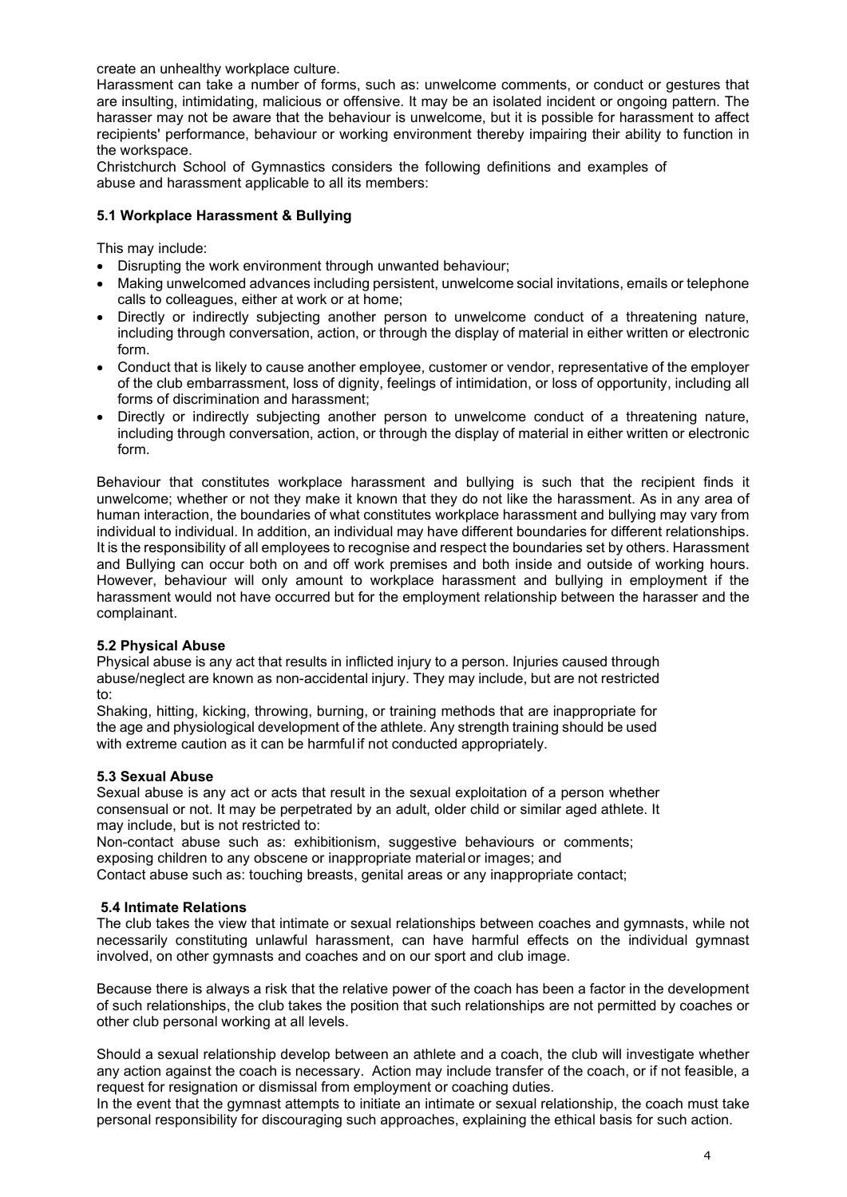create an unhealthy workplace culture.

Harassment can take a number of forms, such as: unwelcome comments, or conduct or gestures that are insulting, intimidating, malicious or offensive. It may be an isolated incident or ongoing pattern. The harasser may not be aware that the behaviour is unwelcome, but it is possible for harassment to affect recipients' performance, behaviour or working environment thereby impairing their ability to function in the workspace.

Christchurch School of Gymnastics considers the following definitions and examples of abuse and harassment applicable to all its members:

### 5.1 Workplace Harassment & Bullying

This may include:

- Disrupting the work environment through unwanted behaviour;
- Making unwelcomed advances including persistent, unwelcome social invitations, emails or telephone calls to colleagues, either at work or at home;
- Directly or indirectly subjecting another person to unwelcome conduct of a threatening nature, including through conversation, action, or through the display of material in either written or electronic form.
- Conduct that is likely to cause another employee, customer or vendor, representative of the employer of the club embarrassment, loss of dignity, feelings of intimidation, or loss of opportunity, including all forms of discrimination and harassment;
- Directly or indirectly subjecting another person to unwelcome conduct of a threatening nature, including through conversation, action, or through the display of material in either written or electronic form.

Behaviour that constitutes workplace harassment and bullying is such that the recipient finds it unwelcome; whether or not they make it known that they do not like the harassment. As in any area of human interaction, the boundaries of what constitutes workplace harassment and bullying may vary from individual to individual. In addition, an individual may have different boundaries for different relationships. It is the responsibility of all employees to recognise and respect the boundaries set by others. Harassment and Bullying can occur both on and off work premises and both inside and outside of working hours. However, behaviour will only amount to workplace harassment and bullying in employment if the harassment would not have occurred but for the employment relationship between the harasser and the complainant.

### 5.2 Physical Abuse

Physical abuse is any act that results in inflicted injury to a person. Injuries caused through abuse/neglect are known as non-accidental injury. They may include, but are not restricted to:

Shaking, hitting, kicking, throwing, burning, or training methods that are inappropriate for the age and physiological development of the athlete. Any strength training should be used with extreme caution as it can be harmful if not conducted appropriately.

### 5.3 Sexual Abuse

Sexual abuse is any act or acts that result in the sexual exploitation of a person whether consensual or not. It may be perpetrated by an adult, older child or similar aged athlete. It may include, but is not restricted to:

Non-contact abuse such as: exhibitionism, suggestive behaviours or comments; exposing children to any obscene or inappropriate material or images; and

Contact abuse such as: touching breasts, genital areas or any inappropriate contact;

### 5.4 Intimate Relations

The club takes the view that intimate or sexual relationships between coaches and gymnasts, while not necessarily constituting unlawful harassment, can have harmful effects on the individual gymnast involved, on other gymnasts and coaches and on our sport and club image.

Because there is always a risk that the relative power of the coach has been a factor in the development of such relationships, the club takes the position that such relationships are not permitted by coaches or other club personal working at all levels.

Should a sexual relationship develop between an athlete and a coach, the club will investigate whether any action against the coach is necessary. Action may include transfer of the coach, or if not feasible, a request for resignation or dismissal from employment or coaching duties.

In the event that the gymnast attempts to initiate an intimate or sexual relationship, the coach must take personal responsibility for discouraging such approaches, explaining the ethical basis for such action.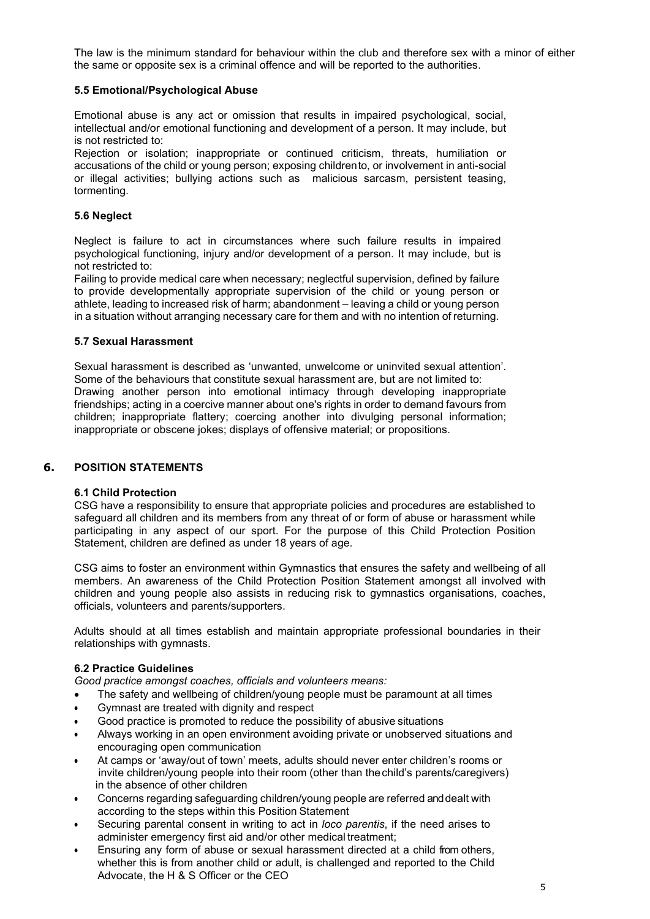The law is the minimum standard for behaviour within the club and therefore sex with a minor of either the same or opposite sex is a criminal offence and will be reported to the authorities.

### 5.5 Emotional/Psychological Abuse

Emotional abuse is any act or omission that results in impaired psychological, social, intellectual and/or emotional functioning and development of a person. It may include, but is not restricted to:

Rejection or isolation; inappropriate or continued criticism, threats, humiliation or accusations of the child or young person; exposing children to, or involvement in anti-social or illegal activities; bullying actions such as malicious sarcasm, persistent teasing, tormenting.

### 5.6 Neglect

Neglect is failure to act in circumstances where such failure results in impaired psychological functioning, injury and/or development of a person. It may include, but is not restricted to:

Failing to provide medical care when necessary; neglectful supervision, defined by failure to provide developmentally appropriate supervision of the child or young person or athlete, leading to increased risk of harm; abandonment – leaving a child or young person in a situation without arranging necessary care for them and with no intention of returning.

### 5.7 Sexual Harassment

Sexual harassment is described as 'unwanted, unwelcome or uninvited sexual attention'. Some of the behaviours that constitute sexual harassment are, but are not limited to: Drawing another person into emotional intimacy through developing inappropriate friendships; acting in a coercive manner about one's rights in order to demand favours from children; inappropriate flattery; coercing another into divulging personal information; inappropriate or obscene jokes; displays of offensive material; or propositions.

## 6. POSITION STATEMENTS

### 6.1 Child Protection

CSG have a responsibility to ensure that appropriate policies and procedures are established to safeguard all children and its members from any threat of or form of abuse or harassment while participating in any aspect of our sport. For the purpose of this Child Protection Position Statement, children are defined as under 18 years of age.

CSG aims to foster an environment within Gymnastics that ensures the safety and wellbeing of all members. An awareness of the Child Protection Position Statement amongst all involved with children and young people also assists in reducing risk to gymnastics organisations, coaches, officials, volunteers and parents/supporters.

Adults should at all times establish and maintain appropriate professional boundaries in their relationships with gymnasts.

### 6.2 Practice Guidelines

*Good practice amongst coaches, officials and volunteers means:*

- The safety and wellbeing of children/young people must be paramount at all times
- Gymnast are treated with dignity and respect
- Good practice is promoted to reduce the possibility of abusive situations
- Always working in an open environment avoiding private or unobserved situations and encouraging open communication
- At camps or 'away/out of town' meets, adults should never enter children's rooms or invite children/young people into their room (other than the child's parents/caregivers) in the absence of other children
- Concerns regarding safeguarding children/young people are referred and dealt with according to the steps within this Position Statement
- Securing parental consent in writing to act in *loco parentis*, if the need arises to administer emergency first aid and/or other medical treatment;
- Ensuring any form of abuse or sexual harassment directed at a child from others, whether this is from another child or adult, is challenged and reported to the Child Advocate, the H & S Officer or the CEO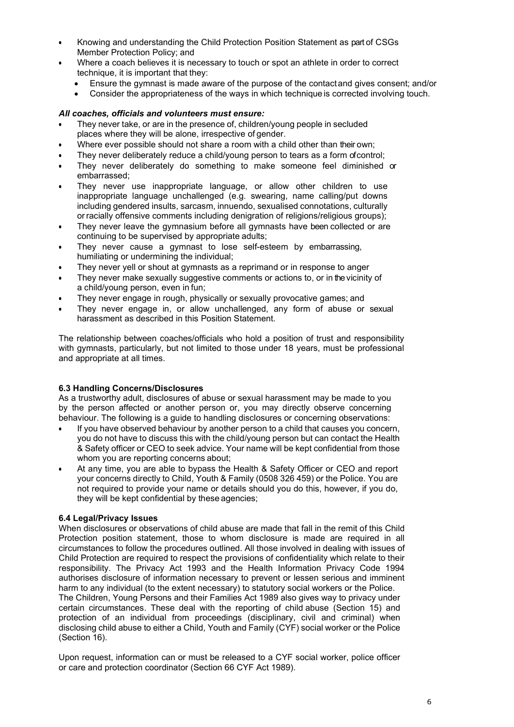- Knowing and understanding the Child Protection Position Statement as part of CSGs Member Protection Policy; and
- Where a coach believes it is necessary to touch or spot an athlete in order to correct technique, it is important that they:
  - Ensure the gymnast is made aware of the purpose of the contact and gives consent; and/or
  - Consider the appropriateness of the ways in which technique is corrected involving touch.

***All coaches, officials and volunteers must ensure:***

- They never take, or are in the presence of, children/young people in secluded places where they will be alone, irrespective of gender.
- Where ever possible should not share a room with a child other than their own;
- They never deliberately reduce a child/young person to tears as a form of control;
- They never deliberately do something to make someone feel diminished or embarrassed;
- They never use inappropriate language, or allow other children to use inappropriate language unchallenged (e.g. swearing, name calling/put downs including gendered insults, sarcasm, innuendo, sexualised connotations, culturally or racially offensive comments including denigration of religions/religious groups);
- They never leave the gymnasium before all gymnasts have been collected or are continuing to be supervised by appropriate adults;
- They never cause a gymnast to lose self-esteem by embarrassing, humiliating or undermining the individual;
- They never yell or shout at gymnasts as a reprimand or in response to anger
- They never make sexually suggestive comments or actions to, or in the vicinity of a child/young person, even in fun;
- They never engage in rough, physically or sexually provocative games; and
- They never engage in, or allow unchallenged, any form of abuse or sexual harassment as described in this Position Statement.

The relationship between coaches/officials who hold a position of trust and responsibility with gymnasts, particularly, but not limited to those under 18 years, must be professional and appropriate at all times.

### 6.3 Handling Concerns/Disclosures

As a trustworthy adult, disclosures of abuse or sexual harassment may be made to you by the person affected or another person or, you may directly observe concerning behaviour. The following is a guide to handling disclosures or concerning observations:

- If you have observed behaviour by another person to a child that causes you concern, you do not have to discuss this with the child/young person but can contact the Health & Safety officer or CEO to seek advice. Your name will be kept confidential from those whom you are reporting concerns about;
- At any time, you are able to bypass the Health & Safety Officer or CEO and report your concerns directly to Child, Youth & Family (0508 326 459) or the Police. You are not required to provide your name or details should you do this, however, if you do, they will be kept confidential by these agencies;

### 6.4 Legal/Privacy Issues

When disclosures or observations of child abuse are made that fall in the remit of this Child Protection position statement, those to whom disclosure is made are required in all circumstances to follow the procedures outlined. All those involved in dealing with issues of Child Protection are required to respect the provisions of confidentiality which relate to their responsibility. The Privacy Act 1993 and the Health Information Privacy Code 1994 authorises disclosure of information necessary to prevent or lessen serious and imminent harm to any individual (to the extent necessary) to statutory social workers or the Police. The Children, Young Persons and their Families Act 1989 also gives way to privacy under certain circumstances. These deal with the reporting of child abuse (Section 15) and protection of an individual from proceedings (disciplinary, civil and criminal) when disclosing child abuse to either a Child, Youth and Family (CYF) social worker or the Police (Section 16).

Upon request, information can or must be released to a CYF social worker, police officer or care and protection coordinator (Section 66 CYF Act 1989).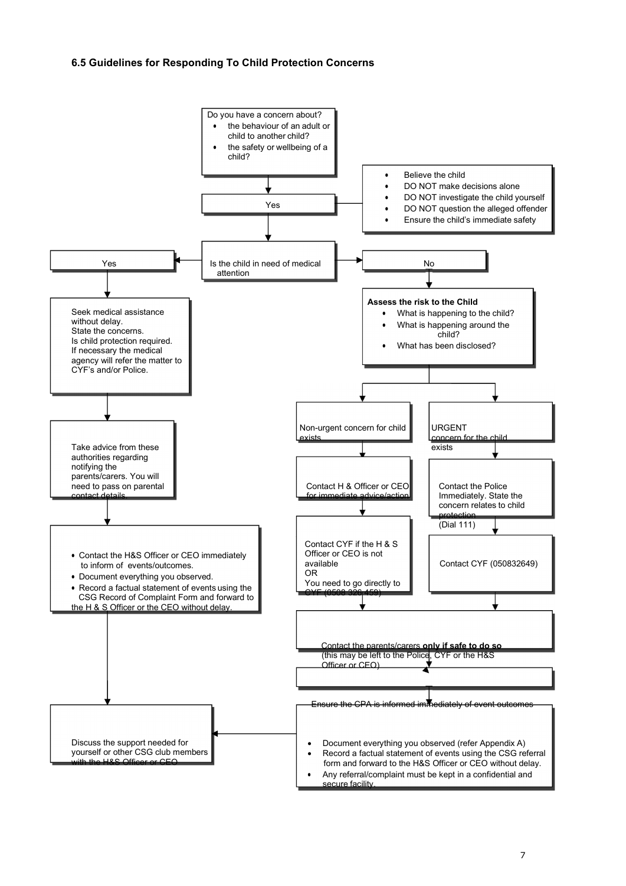### 6.5 Guidelines for Responding To Child Protection Concerns

Do you have a concern about?

- the behaviour of an adult or child to another child?
- the safety or wellbeing of a child?

Yes

- Believe the child
- DO NOT make decisions alone
- DO NOT investigate the child yourself
- DO NOT question the alleged offender
- Ensure the child's immediate safety

Is the child in need of medical attention

**Yes**

Seek medical assistance without delay.
State the concerns.
Is child protection required.
If necessary the medical agency will refer the matter to CYF's and/or Police.

Take advice from these authorities regarding notifying the parents/carers. You will need to pass on parental contact details.

- Contact the H&S Officer or CEO immediately to inform of events/outcomes.
- Document everything you observed.
- Record a factual statement of events using the CSG Record of Complaint Form and forward to the H & S Officer or the CEO without delay.

**No**

**Assess the risk to the Child**

- What is happening to the child?
- What is happening around the child?
- What has been disclosed?

Non-urgent concern for child exists

Contact H & Officer or CEO for immediate advice/action

Contact CYF if the H & S Officer or CEO is not available
OR
You need to go directly to CYF (0508 326 459)

URGENT concern for the child exists

Contact the Police Immediately. State the concern relates to child protection
(Dial 111)

Contact CYF (050832649)

Contact the parents/carers **only if safe to do so** (this may be left to the Police, CYF or the H&S Officer or CEO)

Ensure the CPA is informed immediately of event outcomes

- Document everything you observed (refer Appendix A)
- Record a factual statement of events using the CSG referral form and forward to the H&S Officer or CEO without delay.
- Any referral/complaint must be kept in a confidential and secure facility.

Discuss the support needed for yourself or other CSG club members with the H&S Officer or CEO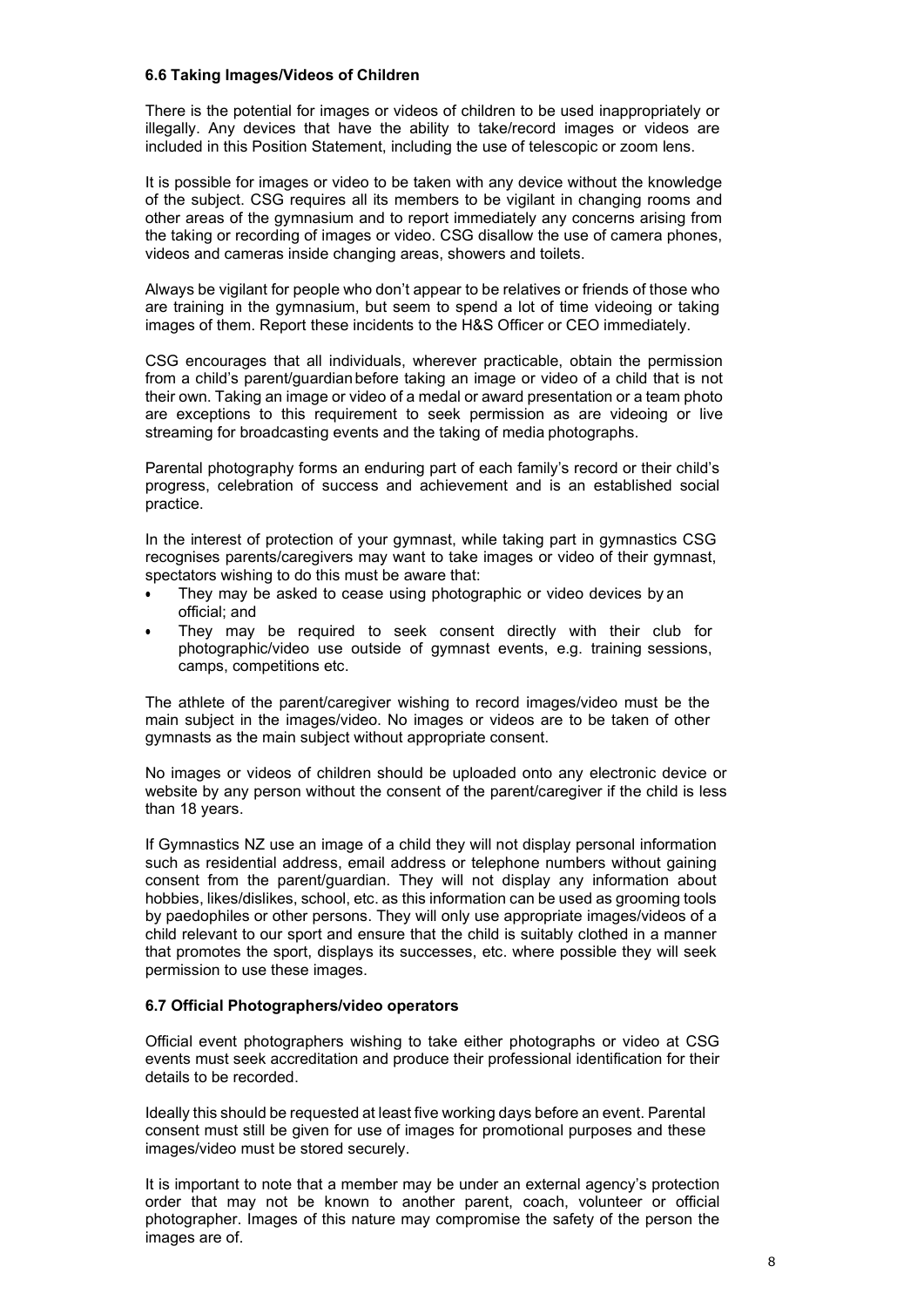### 6.6 Taking Images/Videos of Children

There is the potential for images or videos of children to be used inappropriately or illegally. Any devices that have the ability to take/record images or videos are included in this Position Statement, including the use of telescopic or zoom lens.

It is possible for images or video to be taken with any device without the knowledge of the subject. CSG requires all its members to be vigilant in changing rooms and other areas of the gymnasium and to report immediately any concerns arising from the taking or recording of images or video. CSG disallow the use of camera phones, videos and cameras inside changing areas, showers and toilets.

Always be vigilant for people who don't appear to be relatives or friends of those who are training in the gymnasium, but seem to spend a lot of time videoing or taking images of them. Report these incidents to the H&S Officer or CEO immediately.

CSG encourages that all individuals, wherever practicable, obtain the permission from a child's parent/guardian before taking an image or video of a child that is not their own. Taking an image or video of a medal or award presentation or a team photo are exceptions to this requirement to seek permission as are videoing or live streaming for broadcasting events and the taking of media photographs.

Parental photography forms an enduring part of each family's record or their child's progress, celebration of success and achievement and is an established social practice.

In the interest of protection of your gymnast, while taking part in gymnastics CSG recognises parents/caregivers may want to take images or video of their gymnast, spectators wishing to do this must be aware that:

- They may be asked to cease using photographic or video devices by an official; and
- They may be required to seek consent directly with their club for photographic/video use outside of gymnast events, e.g. training sessions, camps, competitions etc.

The athlete of the parent/caregiver wishing to record images/video must be the main subject in the images/video. No images or videos are to be taken of other gymnasts as the main subject without appropriate consent.

No images or videos of children should be uploaded onto any electronic device or website by any person without the consent of the parent/caregiver if the child is less than 18 years.

If Gymnastics NZ use an image of a child they will not display personal information such as residential address, email address or telephone numbers without gaining consent from the parent/guardian. They will not display any information about hobbies, likes/dislikes, school, etc. as this information can be used as grooming tools by paedophiles or other persons. They will only use appropriate images/videos of a child relevant to our sport and ensure that the child is suitably clothed in a manner that promotes the sport, displays its successes, etc. where possible they will seek permission to use these images.

### 6.7 Official Photographers/video operators

Official event photographers wishing to take either photographs or video at CSG events must seek accreditation and produce their professional identification for their details to be recorded.

Ideally this should be requested at least five working days before an event. Parental consent must still be given for use of images for promotional purposes and these images/video must be stored securely.

It is important to note that a member may be under an external agency's protection order that may not be known to another parent, coach, volunteer or official photographer. Images of this nature may compromise the safety of the person the images are of.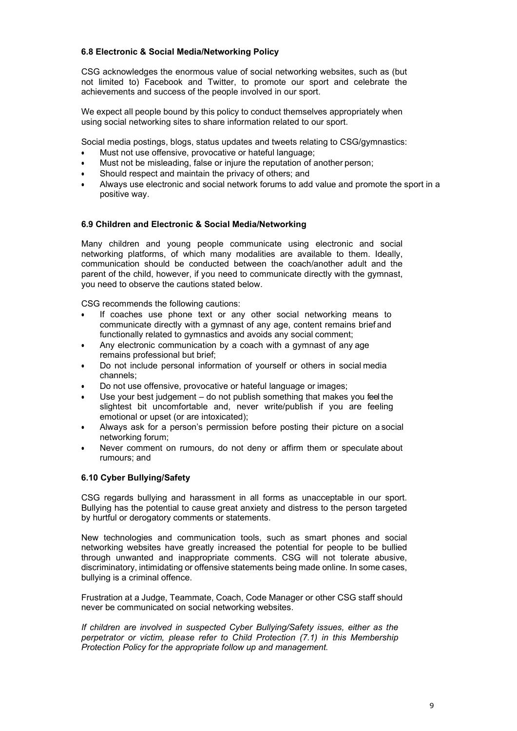### 6.8 Electronic & Social Media/Networking Policy

CSG acknowledges the enormous value of social networking websites, such as (but not limited to) Facebook and Twitter, to promote our sport and celebrate the achievements and success of the people involved in our sport.

We expect all people bound by this policy to conduct themselves appropriately when using social networking sites to share information related to our sport.

Social media postings, blogs, status updates and tweets relating to CSG/gymnastics:

- Must not use offensive, provocative or hateful language;
- Must not be misleading, false or injure the reputation of another person;
- Should respect and maintain the privacy of others; and
- Always use electronic and social network forums to add value and promote the sport in a positive way.

### 6.9 Children and Electronic & Social Media/Networking

Many children and young people communicate using electronic and social networking platforms, of which many modalities are available to them. Ideally, communication should be conducted between the coach/another adult and the parent of the child, however, if you need to communicate directly with the gymnast, you need to observe the cautions stated below.

CSG recommends the following cautions:

- If coaches use phone text or any other social networking means to communicate directly with a gymnast of any age, content remains brief and functionally related to gymnastics and avoids any social comment;
- Any electronic communication by a coach with a gymnast of any age remains professional but brief;
- Do not include personal information of yourself or others in social media channels;
- Do not use offensive, provocative or hateful language or images;
- Use your best judgement – do not publish something that makes you feel the slightest bit uncomfortable and, never write/publish if you are feeling emotional or upset (or are intoxicated);
- Always ask for a person's permission before posting their picture on a social networking forum;
- Never comment on rumours, do not deny or affirm them or speculate about rumours; and

### 6.10 Cyber Bullying/Safety

CSG regards bullying and harassment in all forms as unacceptable in our sport. Bullying has the potential to cause great anxiety and distress to the person targeted by hurtful or derogatory comments or statements.

New technologies and communication tools, such as smart phones and social networking websites have greatly increased the potential for people to be bullied through unwanted and inappropriate comments. CSG will not tolerate abusive, discriminatory, intimidating or offensive statements being made online. In some cases, bullying is a criminal offence.

Frustration at a Judge, Teammate, Coach, Code Manager or other CSG staff should never be communicated on social networking websites.

*If children are involved in suspected Cyber Bullying/Safety issues, either as the perpetrator or victim, please refer to Child Protection (7.1) in this Membership Protection Policy for the appropriate follow up and management.*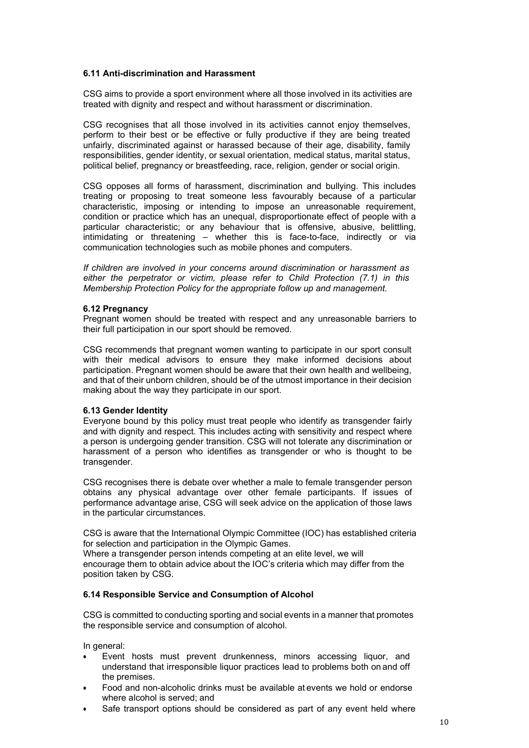### 6.11 Anti-discrimination and Harassment

CSG aims to provide a sport environment where all those involved in its activities are treated with dignity and respect and without harassment or discrimination.

CSG recognises that all those involved in its activities cannot enjoy themselves, perform to their best or be effective or fully productive if they are being treated unfairly, discriminated against or harassed because of their age, disability, family responsibilities, gender identity, or sexual orientation, medical status, marital status, political belief, pregnancy or breastfeeding, race, religion, gender or social origin.

CSG opposes all forms of harassment, discrimination and bullying. This includes treating or proposing to treat someone less favourably because of a particular characteristic, imposing or intending to impose an unreasonable requirement, condition or practice which has an unequal, disproportionate effect of people with a particular characteristic; or any behaviour that is offensive, abusive, belittling, intimidating or threatening – whether this is face-to-face, indirectly or via communication technologies such as mobile phones and computers.

*If children are involved in your concerns around discrimination or harassment as either the perpetrator or victim, please refer to Child Protection (7.1) in this Membership Protection Policy for the appropriate follow up and management.*

### 6.12 Pregnancy

Pregnant women should be treated with respect and any unreasonable barriers to their full participation in our sport should be removed.

CSG recommends that pregnant women wanting to participate in our sport consult with their medical advisors to ensure they make informed decisions about participation. Pregnant women should be aware that their own health and wellbeing, and that of their unborn children, should be of the utmost importance in their decision making about the way they participate in our sport.

### 6.13 Gender Identity

Everyone bound by this policy must treat people who identify as transgender fairly and with dignity and respect. This includes acting with sensitivity and respect where a person is undergoing gender transition. CSG will not tolerate any discrimination or harassment of a person who identifies as transgender or who is thought to be transgender.

CSG recognises there is debate over whether a male to female transgender person obtains any physical advantage over other female participants. If issues of performance advantage arise, CSG will seek advice on the application of those laws in the particular circumstances.

CSG is aware that the International Olympic Committee (IOC) has established criteria for selection and participation in the Olympic Games.
Where a transgender person intends competing at an elite level, we will encourage them to obtain advice about the IOC's criteria which may differ from the position taken by CSG.

### 6.14 Responsible Service and Consumption of Alcohol

CSG is committed to conducting sporting and social events in a manner that promotes the responsible service and consumption of alcohol.

In general:

- Event hosts must prevent drunkenness, minors accessing liquor, and understand that irresponsible liquor practices lead to problems both on and off the premises.
- Food and non-alcoholic drinks must be available at events we hold or endorse where alcohol is served; and
- Safe transport options should be considered as part of any event held where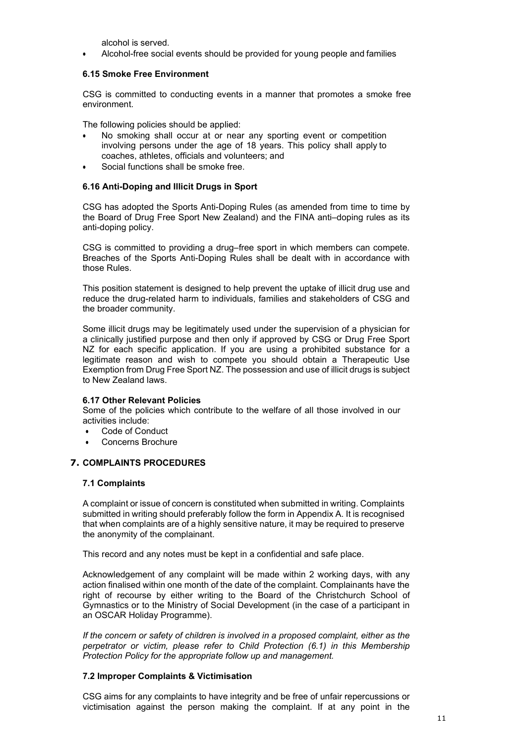alcohol is served.

- Alcohol-free social events should be provided for young people and families

### 6.15 Smoke Free Environment

CSG is committed to conducting events in a manner that promotes a smoke free environment.

The following policies should be applied:

- No smoking shall occur at or near any sporting event or competition involving persons under the age of 18 years. This policy shall apply to coaches, athletes, officials and volunteers; and
- Social functions shall be smoke free.

### 6.16 Anti-Doping and Illicit Drugs in Sport

CSG has adopted the Sports Anti-Doping Rules (as amended from time to time by the Board of Drug Free Sport New Zealand) and the FINA anti–doping rules as its anti-doping policy.

CSG is committed to providing a drug–free sport in which members can compete. Breaches of the Sports Anti-Doping Rules shall be dealt with in accordance with those Rules.

This position statement is designed to help prevent the uptake of illicit drug use and reduce the drug-related harm to individuals, families and stakeholders of CSG and the broader community.

Some illicit drugs may be legitimately used under the supervision of a physician for a clinically justified purpose and then only if approved by CSG or Drug Free Sport NZ for each specific application. If you are using a prohibited substance for a legitimate reason and wish to compete you should obtain a Therapeutic Use Exemption from Drug Free Sport NZ. The possession and use of illicit drugs is subject to New Zealand laws.

### 6.17 Other Relevant Policies

Some of the policies which contribute to the welfare of all those involved in our activities include:

- Code of Conduct
- Concerns Brochure

## 7. COMPLAINTS PROCEDURES

### 7.1 Complaints

A complaint or issue of concern is constituted when submitted in writing. Complaints submitted in writing should preferably follow the form in Appendix A. It is recognised that when complaints are of a highly sensitive nature, it may be required to preserve the anonymity of the complainant.

This record and any notes must be kept in a confidential and safe place.

Acknowledgement of any complaint will be made within 2 working days, with any action finalised within one month of the date of the complaint. Complainants have the right of recourse by either writing to the Board of the Christchurch School of Gymnastics or to the Ministry of Social Development (in the case of a participant in an OSCAR Holiday Programme).

*If the concern or safety of children is involved in a proposed complaint, either as the perpetrator or victim, please refer to Child Protection (6.1) in this Membership Protection Policy for the appropriate follow up and management.*

### 7.2 Improper Complaints & Victimisation

CSG aims for any complaints to have integrity and be free of unfair repercussions or victimisation against the person making the complaint. If at any point in the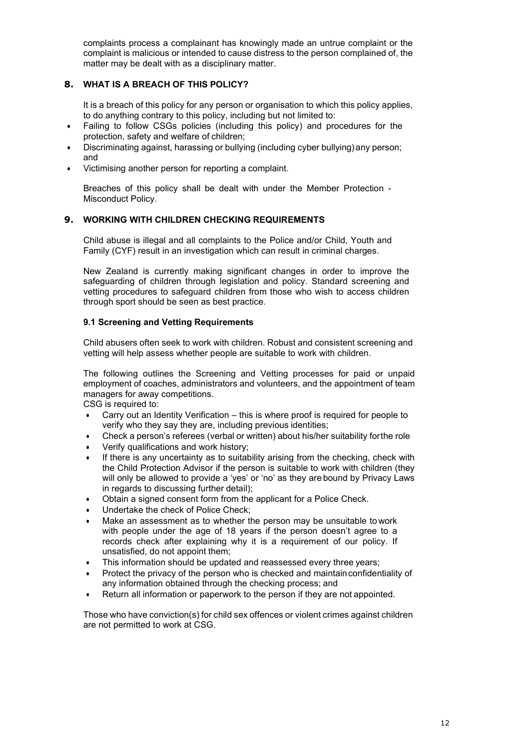complaints process a complainant has knowingly made an untrue complaint or the complaint is malicious or intended to cause distress to the person complained of, the matter may be dealt with as a disciplinary matter.

## 8. WHAT IS A BREACH OF THIS POLICY?

It is a breach of this policy for any person or organisation to which this policy applies, to do anything contrary to this policy, including but not limited to:

- Failing to follow CSGs policies (including this policy) and procedures for the protection, safety and welfare of children;
- Discriminating against, harassing or bullying (including cyber bullying) any person; and
- Victimising another person for reporting a complaint.

Breaches of this policy shall be dealt with under the Member Protection - Misconduct Policy.

## 9. WORKING WITH CHILDREN CHECKING REQUIREMENTS

Child abuse is illegal and all complaints to the Police and/or Child, Youth and Family (CYF) result in an investigation which can result in criminal charges.

New Zealand is currently making significant changes in order to improve the safeguarding of children through legislation and policy. Standard screening and vetting procedures to safeguard children from those who wish to access children through sport should be seen as best practice.

### 9.1 Screening and Vetting Requirements

Child abusers often seek to work with children. Robust and consistent screening and vetting will help assess whether people are suitable to work with children.

The following outlines the Screening and Vetting processes for paid or unpaid employment of coaches, administrators and volunteers, and the appointment of team managers for away competitions.

CSG is required to:

- Carry out an Identity Verification – this is where proof is required for people to verify who they say they are, including previous identities;
- Check a person's referees (verbal or written) about his/her suitability for the role
- Verify qualifications and work history;
- If there is any uncertainty as to suitability arising from the checking, check with the Child Protection Advisor if the person is suitable to work with children (they will only be allowed to provide a 'yes' or 'no' as they are bound by Privacy Laws in regards to discussing further detail);
- Obtain a signed consent form from the applicant for a Police Check.
- Undertake the check of Police Check;
- Make an assessment as to whether the person may be unsuitable to work with people under the age of 18 years if the person doesn't agree to a records check after explaining why it is a requirement of our policy. If unsatisfied, do not appoint them;
- This information should be updated and reassessed every three years;
- Protect the privacy of the person who is checked and maintain confidentiality of any information obtained through the checking process; and
- Return all information or paperwork to the person if they are not appointed.

Those who have conviction(s) for child sex offences or violent crimes against children are not permitted to work at CSG.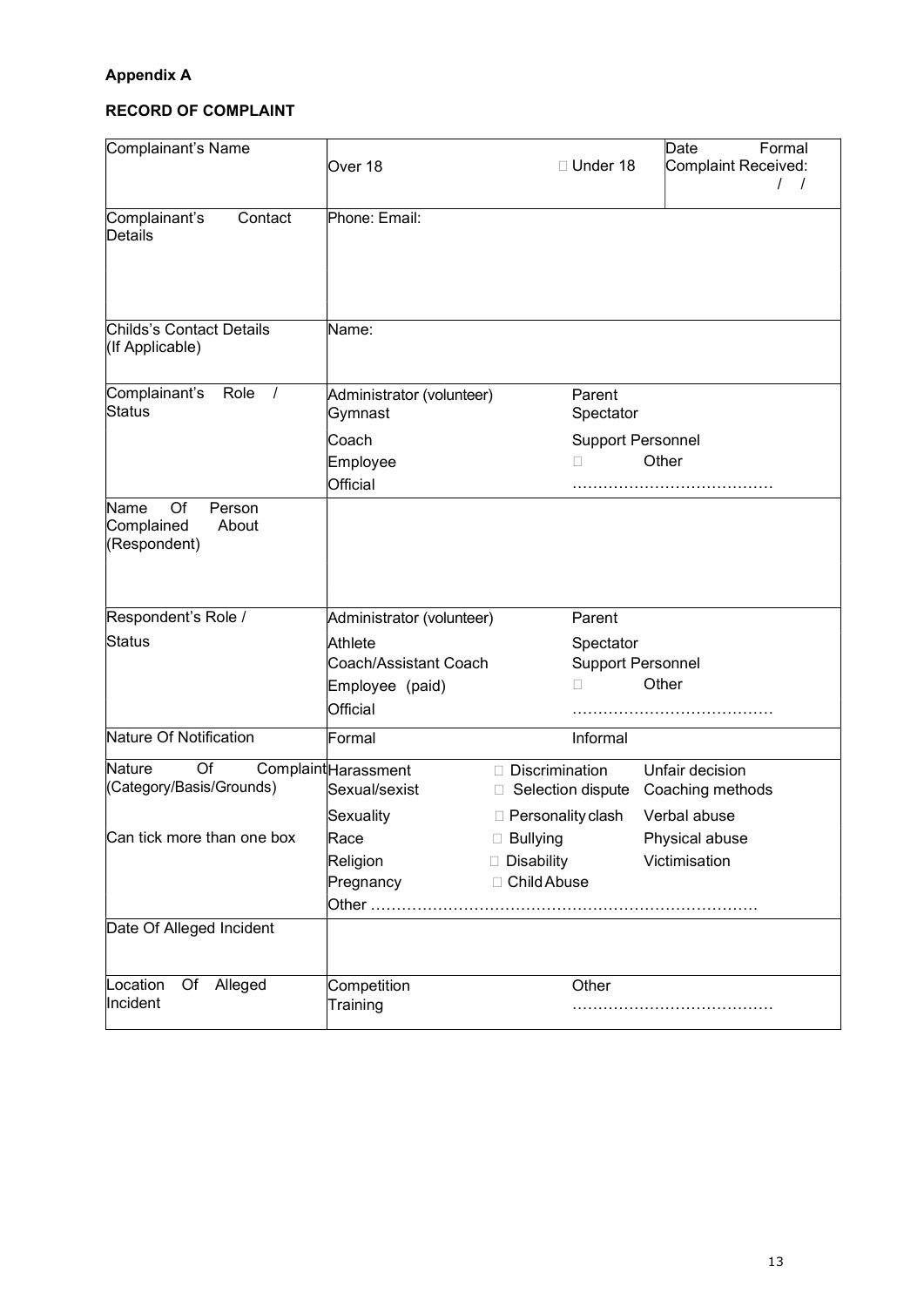**Appendix A**

**RECORD OF COMPLAINT**

| Complainant's Name | Over 18 | □ Under 18 | Date Formal Complaint Received: / / |
|---|---|---|---|
| Complainant's Contact Details | Phone: Email: | | |
| Childs's Contact Details (If Applicable) | Name: | | |
| Complainant's Role / Status | Administrator (volunteer)<br>Gymnast<br>Coach<br>Employee<br>Official | Parent<br>Spectator<br>Support Personnel<br>□ Other<br>………………………………… | |
| Name Of Person Complained About (Respondent) | | | |
| Respondent's Role / Status | Administrator (volunteer)<br>Athlete<br>Coach/Assistant Coach<br>Employee (paid)<br>Official | Parent<br>Spectator<br>Support Personnel<br>□ Other<br>………………………………… | |
| Nature Of Notification | Formal | Informal | |
| Nature Of Complaint (Category/Basis/Grounds)<br><br>Can tick more than one box | Harassment<br>Sexual/sexist<br>Sexuality<br>Race<br>Religion<br>Pregnancy<br>Other ………………………………………………………………… | □ Discrimination<br>□ Selection dispute<br>□ Personality clash<br>□ Bullying<br>□ Disability<br>□ Child Abuse | Unfair decision<br>Coaching methods<br>Verbal abuse<br>Physical abuse<br>Victimisation |
| Date Of Alleged Incident | | | |
| Location Of Alleged Incident | Competition<br>Training | Other<br>………………………………… | |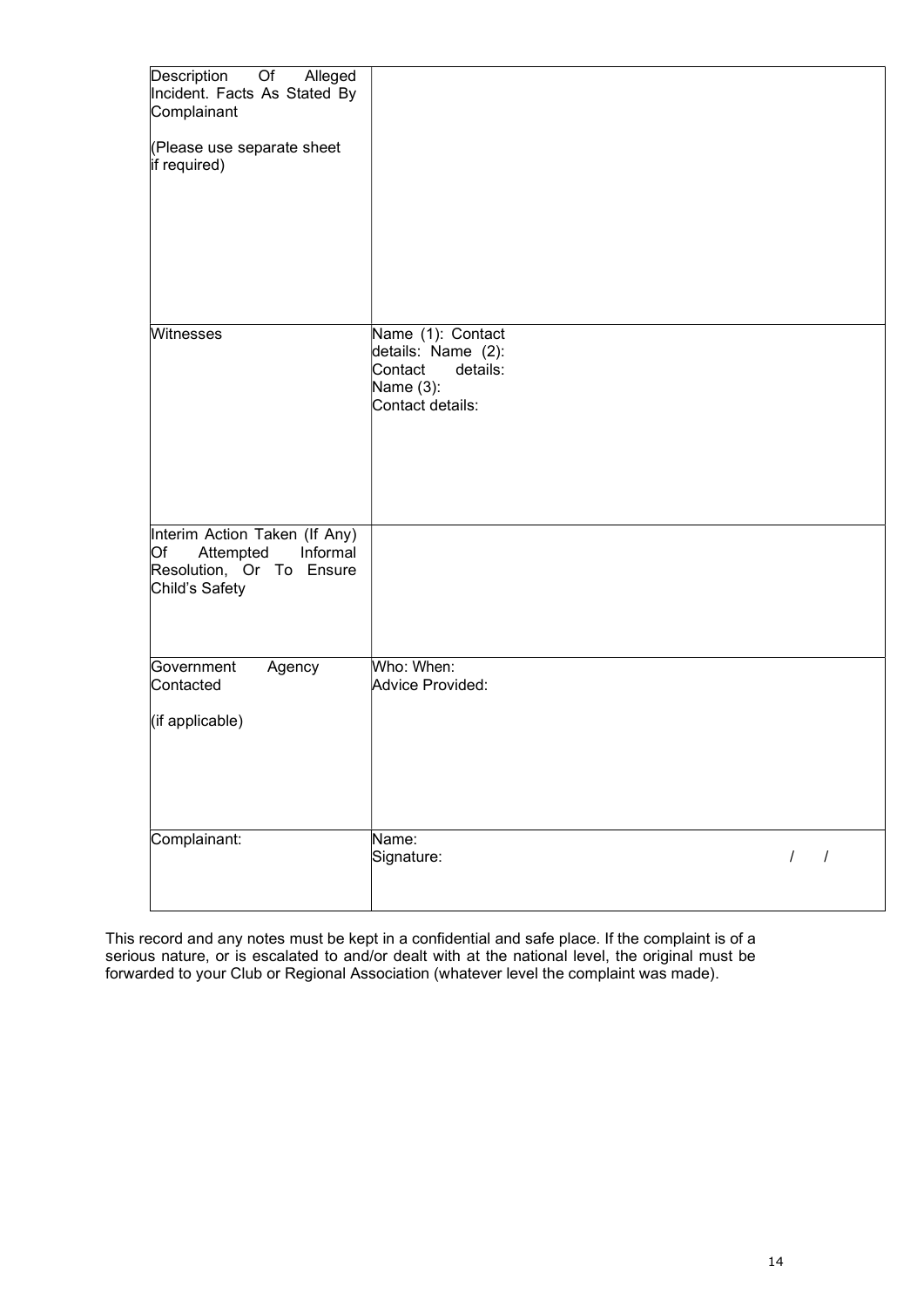| | |
|---|---|
| Description Of Alleged Incident. Facts As Stated By Complainant<br><br>(Please use separate sheet if required) | |
| Witnesses | Name (1): Contact details: Name (2):<br>Contact details:<br>Name (3):<br>Contact details: |
| Interim Action Taken (If Any) Of Attempted Informal Resolution, Or To Ensure Child's Safety | |
| Government Agency Contacted<br><br>(if applicable) | Who: When:<br>Advice Provided: |
| Complainant: | Name:<br>Signature: / / |

This record and any notes must be kept in a confidential and safe place. If the complaint is of a serious nature, or is escalated to and/or dealt with at the national level, the original must be forwarded to your Club or Regional Association (whatever level the complaint was made).